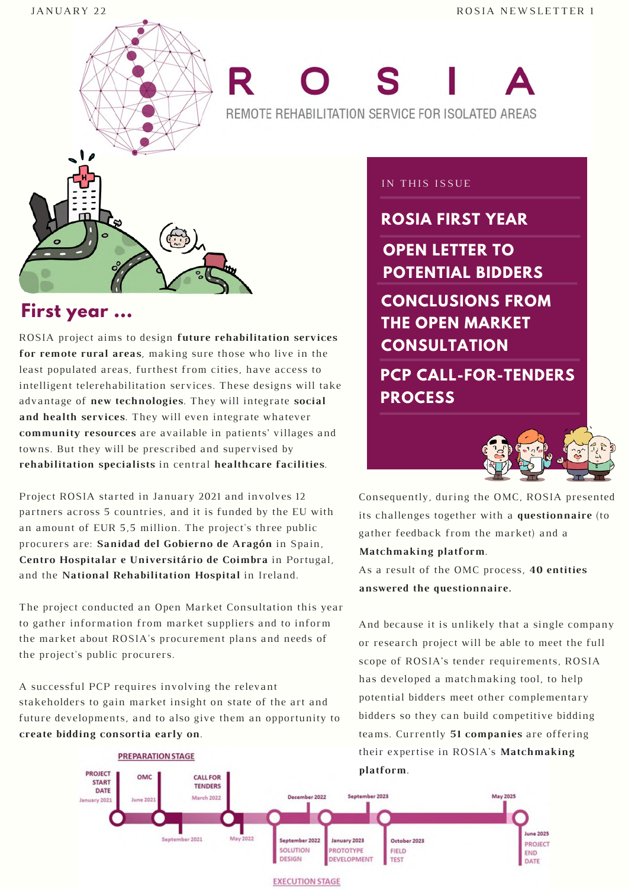# ROSIA

REMOTE REHABILITATION SERVICE FOR ISOLATED AREAS

IN THIS ISSUE

- **ROSIA FIRST YEAR**
- **OPEN LETTER TO POTENTIAL BIDDERS**
- **CONCLUSIONS FROM THE OPEN MARKET CONSULTATION**
- **PCP CALL-FOR-TENDERS PROCESS**

## First year ...

ROSIA project aims to design **future rehabilitation services for remote rural areas**, making sure those who live in the least populated areas, furthest from cities, have access to intelligent telerehabilitation services. These designs will take advantage of **new technologies**. They will integrate **social and health services**. They will even integrate whatever **community resources** are available in patients' villages and towns. But they will be prescribed and supervised by **rehabilitation specialists** in central **healthcare facilities**.

Project ROSIA started in January 2021 and involves 12 partners across 5 countries, and it is funded by the EU with an amount of EUR 5,5 million. The project's three public procurers are: **Sanidad del Gobierno de Aragón** in Spain, **Centro Hospitalar e Universitário de Coimbra** in Portugal, and the **National Rehabilitation Hospital** in Ireland.

The project conducted an Open Market Consultation this year to gather information from market suppliers and to inform the market about ROSIA's procurement plans and needs of the project's public procurers.

A successful PCP requires involving the relevant stakeholders to gain market insight on state of the art and future developments, and to also give them an opportunity to **create bidding consortia early on**.

Consequently, during the OMC, ROSIA presented its challenges together with a **questionnaire** (to gather feedback from the market) and a **Matchmaking platform**.

As a result of the OMC process, **40 entities answered the questionnaire.**

And because it is unlikely that a single company or research project will be able to meet the full scope of ROSIA's tender requirements, ROSIA has developed a matchmaking tool, to help potential bidders meet other complementary bidders so they can build competitive bidding teams. Currently **51 companies** are offering their expertise in ROSIA's **Matchmaking platform**.

PREPARATION STAGE

- PROJECT START DATE – January 2021
- OMC – June 2021
- September 2021
- CALL FOR TENDERS – March 2022
- May 2022

EXECUTION STAGE

- September 2022 – SOLUTION DESIGN
- December 2022
- January 2023 – PROTOTYPE DEVELOPMENT
- September 2023
- October 2023 – FIELD TEST
- May 2025
- June 2025 – PROJECT END DATE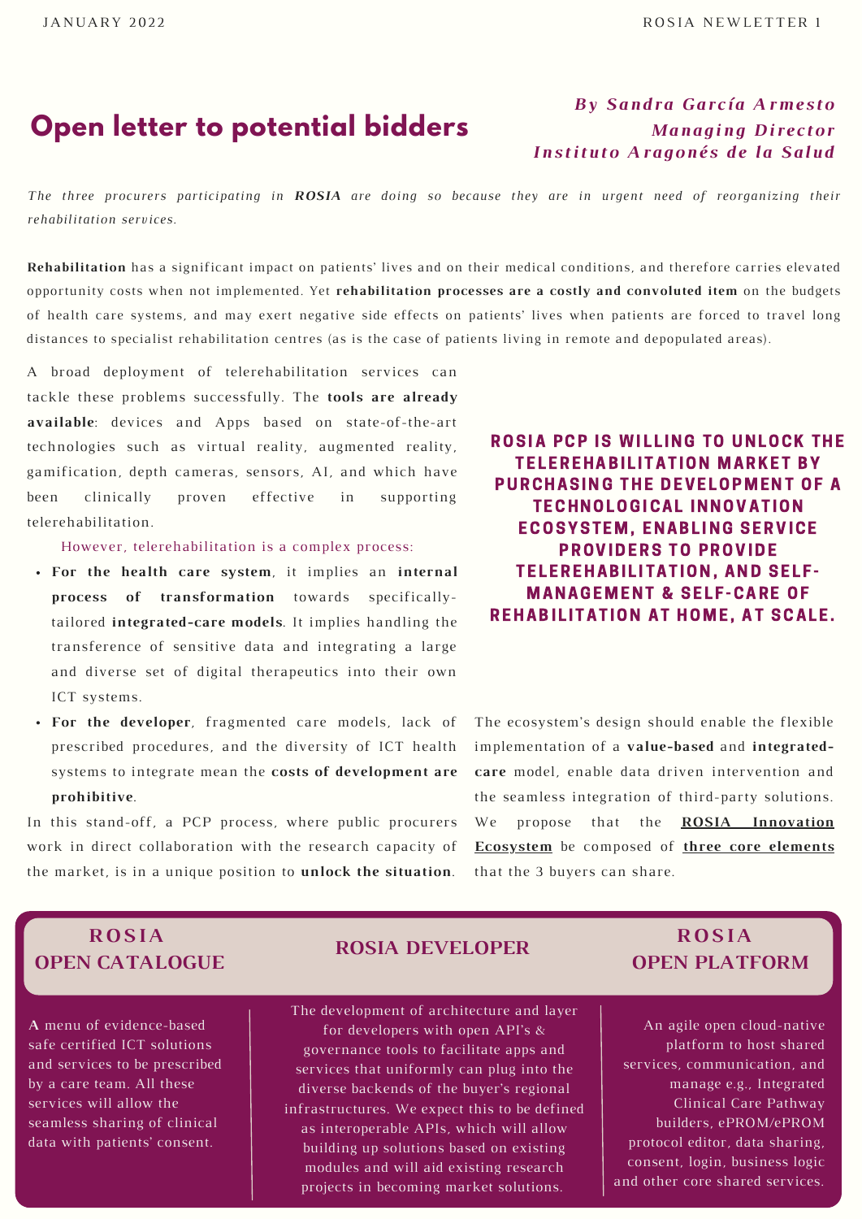# Open letter to potential bidders

***By Sandra García Armesto***
***Managing Director***
***Instituto Aragonés de la Salud***

*The three procurers participating in **ROSIA** are doing so because they are in urgent need of reorganizing their rehabilitation services.*

**Rehabilitation** has a significant impact on patients' lives and on their medical conditions, and therefore carries elevated opportunity costs when not implemented. Yet **rehabilitation processes are a costly and convoluted item** on the budgets of health care systems, and may exert negative side effects on patients' lives when patients are forced to travel long distances to specialist rehabilitation centres (as is the case of patients living in remote and depopulated areas).

A broad deployment of telerehabilitation services can tackle these problems successfully. The **tools are already available**: devices and Apps based on state-of-the-art technologies such as virtual reality, augmented reality, gamification, depth cameras, sensors, AI, and which have been clinically proven effective in supporting telerehabilitation.

However, telerehabilitation is a complex process:

- **For the health care system**, it implies an **internal process of transformation** towards specifically-tailored **integrated-care models**. It implies handling the transference of sensitive data and integrating a large and diverse set of digital therapeutics into their own ICT systems.
- **For the developer**, fragmented care models, lack of prescribed procedures, and the diversity of ICT health systems to integrate mean the **costs of development are prohibitive**.

In this stand-off, a PCP process, where public procurers work in direct collaboration with the research capacity of the market, is in a unique position to **unlock the situation**.

**ROSIA PCP IS WILLING TO UNLOCK THE TELEREHABILITATION MARKET BY PURCHASING THE DEVELOPMENT OF A TECHNOLOGICAL INNOVATION ECOSYSTEM, ENABLING SERVICE PROVIDERS TO PROVIDE TELEREHABILITATION, AND SELF-MANAGEMENT & SELF-CARE OF REHABILITATION AT HOME, AT SCALE.**

The ecosystem's design should enable the flexible implementation of a **value-based** and **integrated-care** model, enable data driven intervention and the seamless integration of third-party solutions. We propose that the **ROSIA Innovation Ecosystem** be composed of **three core elements** that the 3 buyers can share.

## ROSIA OPEN CATALOGUE

A menu of evidence-based safe certified ICT solutions and services to be prescribed by a care team. All these services will allow the seamless sharing of clinical data with patients' consent.

## ROSIA DEVELOPER

The development of architecture and layer for developers with open API's & governance tools to facilitate apps and services that uniformly can plug into the diverse backends of the buyer's regional infrastructures. We expect this to be defined as interoperable APIs, which will allow building up solutions based on existing modules and will aid existing research projects in becoming market solutions.

## ROSIA OPEN PLATFORM

An agile open cloud-native platform to host shared services, communication, and manage e.g., Integrated Clinical Care Pathway builders, ePROM/ePROM protocol editor, data sharing, consent, login, business logic and other core shared services.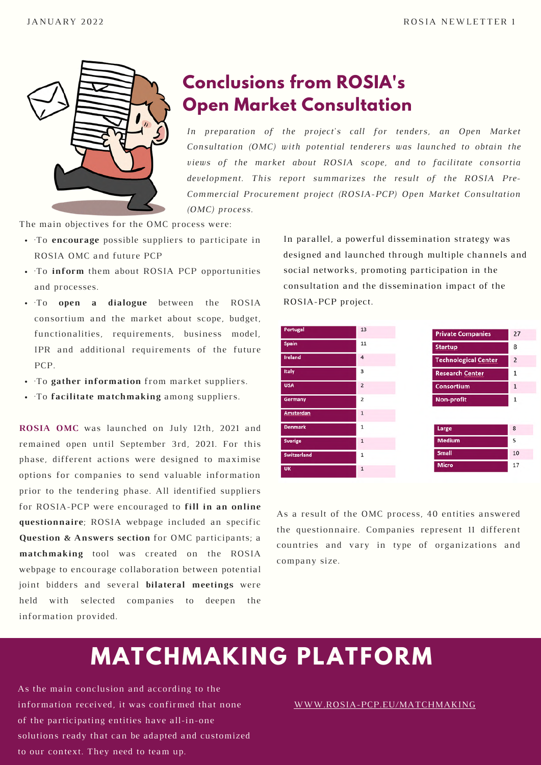# Conclusions from ROSIA's Open Market Consultation

*In preparation of the project's call for tenders, an Open Market Consultation (OMC) with potential tenderers was launched to obtain the views of the market about ROSIA scope, and to facilitate consortia development. This report summarizes the result of the ROSIA Pre-Commercial Procurement project (ROSIA-PCP) Open Market Consultation (OMC) process.*

The main objectives for the OMC process were:

- ·To **encourage** possible suppliers to participate in ROSIA OMC and future PCP
- ·To **inform** them about ROSIA PCP opportunities and processes.
- ·To **open a dialogue** between the ROSIA consortium and the market about scope, budget, functionalities, requirements, business model, IPR and additional requirements of the future PCP.
- ·To **gather information** from market suppliers.
- ·To **facilitate matchmaking** among suppliers.

**ROSIA OMC** was launched on July 12th, 2021 and remained open until September 3rd, 2021. For this phase, different actions were designed to maximise options for companies to send valuable information prior to the tendering phase. All identified suppliers for ROSIA-PCP were encouraged to **fill in an online questionnaire**; ROSIA webpage included an specific **Question & Answers section** for OMC participants; a **matchmaking** tool was created on the ROSIA webpage to encourage collaboration between potential joint bidders and several **bilateral meetings** were held with selected companies to deepen the information provided.

In parallel, a powerful dissemination strategy was designed and launched through multiple channels and social networks, promoting participation in the consultation and the dissemination impact of the ROSIA-PCP project.

| Country | Number |
|---|---|
| Portugal | 13 |
| Spain | 11 |
| Ireland | 4 |
| Italy | 3 |
| USA | 2 |
| Germany | 2 |
| Amsterdan | 1 |
| Denmark | 1 |
| Sverige | 1 |
| Switzerland | 1 |
| UK | 1 |

| Type | Number |
|---|---|
| Private Companies | 27 |
| Startup | 8 |
| Technological Center | 2 |
| Research Center | 1 |
| Consortium | 1 |
| Non-profit | 1 |

| Size | Number |
|---|---|
| Large | 8 |
| Medium | 5 |
| Small | 10 |
| Micro | 17 |

As a result of the OMC process, 40 entities answered the questionnaire. Companies represent 11 different countries and vary in type of organizations and company size.

# MATCHMAKING PLATFORM

As the main conclusion and according to the information received, it was confirmed that none of the participating entities have all-in-one solutions ready that can be adapted and customized to our context. They need to team up.

WWW.ROSIA-PCP.EU/MATCHMAKING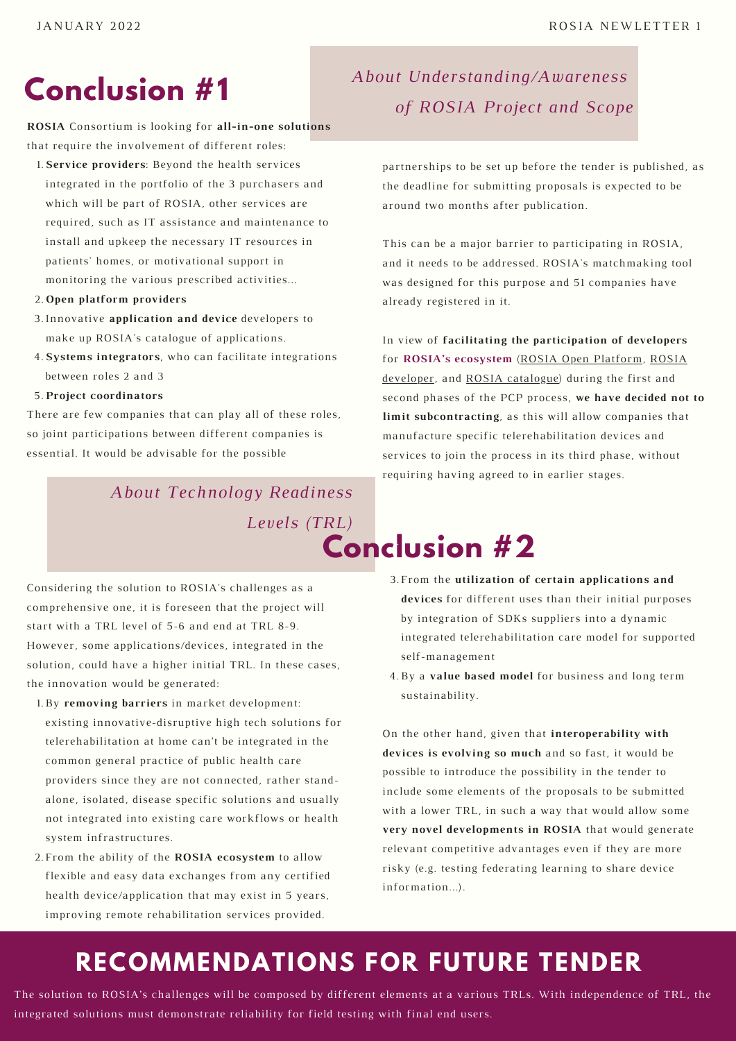# Conclusion #1

## *About Understanding/Awareness of ROSIA Project and Scope*

**ROSIA** Consortium is looking for **all-in-one solutions** that require the involvement of different roles:

1. **Service providers**: Beyond the health services integrated in the portfolio of the 3 purchasers and which will be part of ROSIA, other services are required, such as IT assistance and maintenance to install and upkeep the necessary IT resources in patients' homes, or motivational support in monitoring the various prescribed activities...
2. **Open platform providers**
3. Innovative **application and device** developers to make up ROSIA's catalogue of applications.
4. **Systems integrators**, who can facilitate integrations between roles 2 and 3
5. **Project coordinators**

There are few companies that can play all of these roles, so joint participations between different companies is essential. It would be advisable for the possible partnerships to be set up before the tender is published, as the deadline for submitting proposals is expected to be around two months after publication.

This can be a major barrier to participating in ROSIA, and it needs to be addressed. ROSIA's matchmaking tool was designed for this purpose and 51 companies have already registered in it.

In view of **facilitating the participation of developers** for **ROSIA's ecosystem** (ROSIA Open Platform, ROSIA developer, and ROSIA catalogue) during the first and second phases of the PCP process, **we have decided not to limit subcontracting**, as this will allow companies that manufacture specific telerehabilitation devices and services to join the process in its third phase, without requiring having agreed to in earlier stages.

# Conclusion #2

## *About Technology Readiness Levels (TRL)*

Considering the solution to ROSIA's challenges as a comprehensive one, it is foreseen that the project will start with a TRL level of 5-6 and end at TRL 8-9. However, some applications/devices, integrated in the solution, could have a higher initial TRL. In these cases, the innovation would be generated:

1. By **removing barriers** in market development: existing innovative-disruptive high tech solutions for telerehabilitation at home can't be integrated in the common general practice of public health care providers since they are not connected, rather stand-alone, isolated, disease specific solutions and usually not integrated into existing care workflows or health system infrastructures.
2. From the ability of the **ROSIA ecosystem** to allow flexible and easy data exchanges from any certified health device/application that may exist in 5 years, improving remote rehabilitation services provided.
3. From the **utilization of certain applications and devices** for different uses than their initial purposes by integration of SDKs suppliers into a dynamic integrated telerehabilitation care model for supported self-management
4. By a **value based model** for business and long term sustainability.

On the other hand, given that **interoperability with devices is evolving so much** and so fast, it would be possible to introduce the possibility in the tender to include some elements of the proposals to be submitted with a lower TRL, in such a way that would allow some **very novel developments in ROSIA** that would generate relevant competitive advantages even if they are more risky (e.g. testing federating learning to share device information...).

## RECOMMENDATIONS FOR FUTURE TENDER

The solution to ROSIA's challenges will be composed by different elements at a various TRLs. With independence of TRL, the integrated solutions must demonstrate reliability for field testing with final end users.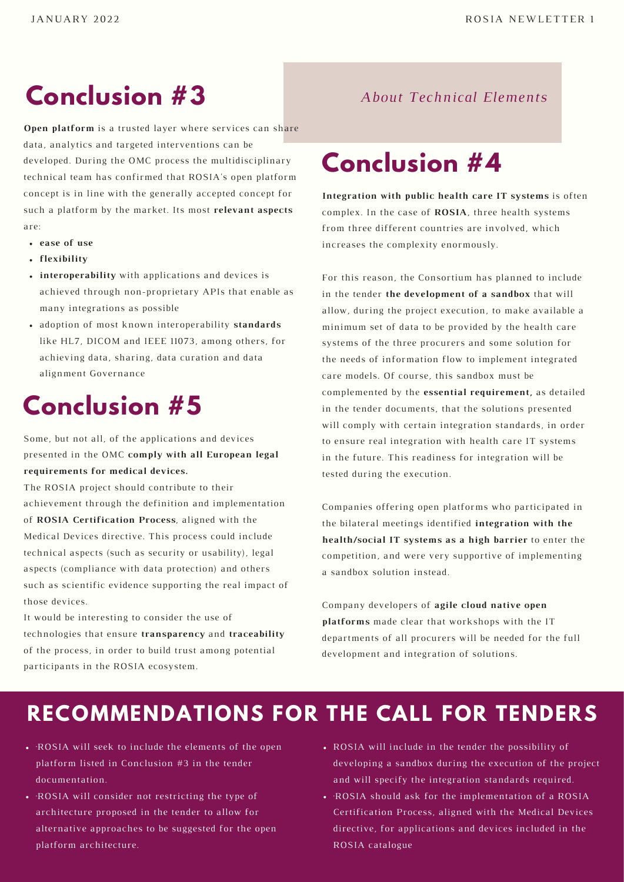# Conclusion #3

**Open platform** is a trusted layer where services can share data, analytics and targeted interventions can be developed. During the OMC process the multidisciplinary technical team has confirmed that ROSIA's open platform concept is in line with the generally accepted concept for such a platform by the market. Its most **relevant aspects** are:

- **ease of use**
- **flexibility**
- **interoperability** with applications and devices is achieved through non-proprietary APIs that enable as many integrations as possible
- adoption of most known interoperability **standards** like HL7, DICOM and IEEE 11073, among others, for achieving data, sharing, data curation and data alignment Governance

# Conclusion #5

Some, but not all, of the applications and devices presented in the OMC **comply with all European legal requirements for medical devices.**

The ROSIA project should contribute to their achievement through the definition and implementation of **ROSIA Certification Process**, aligned with the Medical Devices directive. This process could include technical aspects (such as security or usability), legal aspects (compliance with data protection) and others such as scientific evidence supporting the real impact of those devices.

It would be interesting to consider the use of technologies that ensure **transparency** and **traceability** of the process, in order to build trust among potential participants in the ROSIA ecosystem.

*About Technical Elements*

# Conclusion #4

**Integration with public health care IT systems** is often complex. In the case of **ROSIA**, three health systems from three different countries are involved, which increases the complexity enormously.

For this reason, the Consortium has planned to include in the tender **the development of a sandbox** that will allow, during the project execution, to make available a minimum set of data to be provided by the health care systems of the three procurers and some solution for the needs of information flow to implement integrated care models. Of course, this sandbox must be complemented by the **essential requirement,** as detailed in the tender documents, that the solutions presented will comply with certain integration standards, in order to ensure real integration with health care IT systems in the future. This readiness for integration will be tested during the execution.

Companies offering open platforms who participated in the bilateral meetings identified **integration with the health/social IT systems as a high barrier** to enter the competition, and were very supportive of implementing a sandbox solution instead.

Company developers of **agile cloud native open platforms** made clear that workshops with the IT departments of all procurers will be needed for the full development and integration of solutions.

## RECOMMENDATIONS FOR THE CALL FOR TENDERS

- ·ROSIA will seek to include the elements of the open platform listed in Conclusion #3 in the tender documentation.
- ·ROSIA will consider not restricting the type of architecture proposed in the tender to allow for alternative approaches to be suggested for the open platform architecture.
- ROSIA will include in the tender the possibility of developing a sandbox during the execution of the project and will specify the integration standards required.
- ·ROSIA should ask for the implementation of a ROSIA Certification Process, aligned with the Medical Devices directive, for applications and devices included in the ROSIA catalogue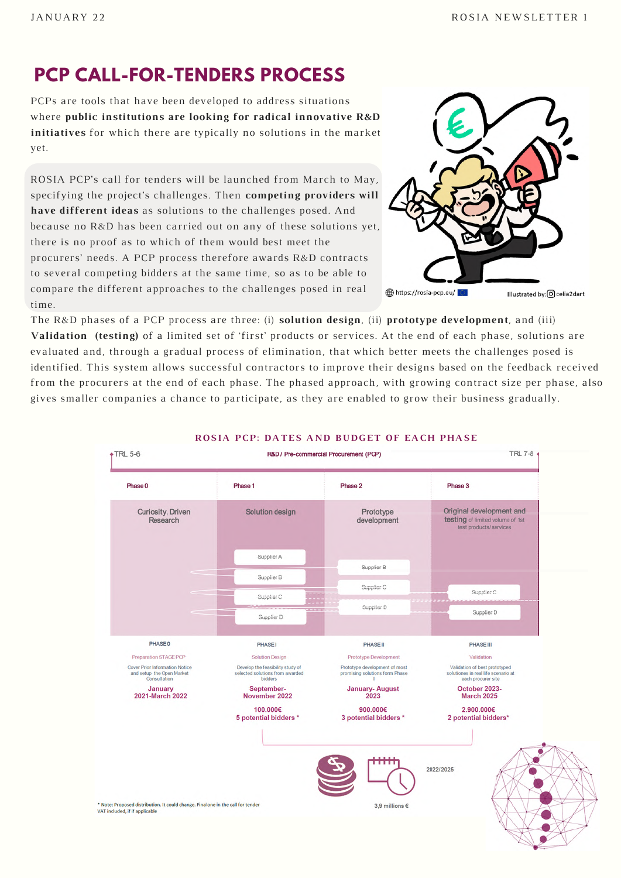# PCP CALL-FOR-TENDERS PROCESS

PCPs are tools that have been developed to address situations where **public institutions are looking for radical innovative R&D initiatives** for which there are typically no solutions in the market yet.

ROSIA PCP's call for tenders will be launched from March to May, specifying the project's challenges. Then **competing providers will have different ideas** as solutions to the challenges posed. And because no R&D has been carried out on any of these solutions yet, there is no proof as to which of them would best meet the procurers' needs. A PCP process therefore awards R&D contracts to several competing bidders at the same time, so as to be able to compare the different approaches to the challenges posed in real time.

https://rosia-pcp.eu/ Illustrated by: celia2dart

The R&D phases of a PCP process are three: (i) **solution design**, (ii) **prototype development**, and (iii) **Validation (testing)** of a limited set of 'first' products or services. At the end of each phase, solutions are evaluated and, through a gradual process of elimination, that which better meets the challenges posed is identified. This system allows successful contractors to improve their designs based on the feedback received from the procurers at the end of each phase. The phased approach, with growing contract size per phase, also gives smaller companies a chance to participate, as they are enabled to grow their business gradually.

## ROSIA PCP: DATES AND BUDGET OF EACH PHASE

TRL 5-6 — R&D / Pre-commercial Procurement (PCP) — TRL 7-8

| Phase 0 | Phase 1 | Phase 2 | Phase 3 |
|---|---|---|---|
| Curiosity, Driven Research | Solution design | Prototype development | Original development and testing of limited volume of 1st test products/services |
| | Supplier A, Supplier B, Supplier C, Supplier D | Supplier B, Supplier C, Supplier D | Supplier C, Supplier D |
| PHASE 0 | PHASE I | PHASE II | PHASE III |
| Preparation STAGE PCP | Solution Design | Prototype Development | Validation |
| Cover Prior Information Notice and setup the Open Market Consultation | Develop the feasibility study of selected solutions from awarded bidders | Prototype development of most promising solutions form Phase I | Validation of best prototyped solutions in real life scenario at each procurer site |
| January 2021-March 2022 | September-November 2022 | January- August 2023 | October 2023-March 2025 |
| | 100.000€ | 900.000€ | 2.900.000€ |
| | 5 potential bidders * | 3 potential bidders * | 2 potential bidders* |

2022/2025

3,9 millions €

\* Note: Proposed distribution. It could change. Final one in the call for tender
VAT included, if if applicable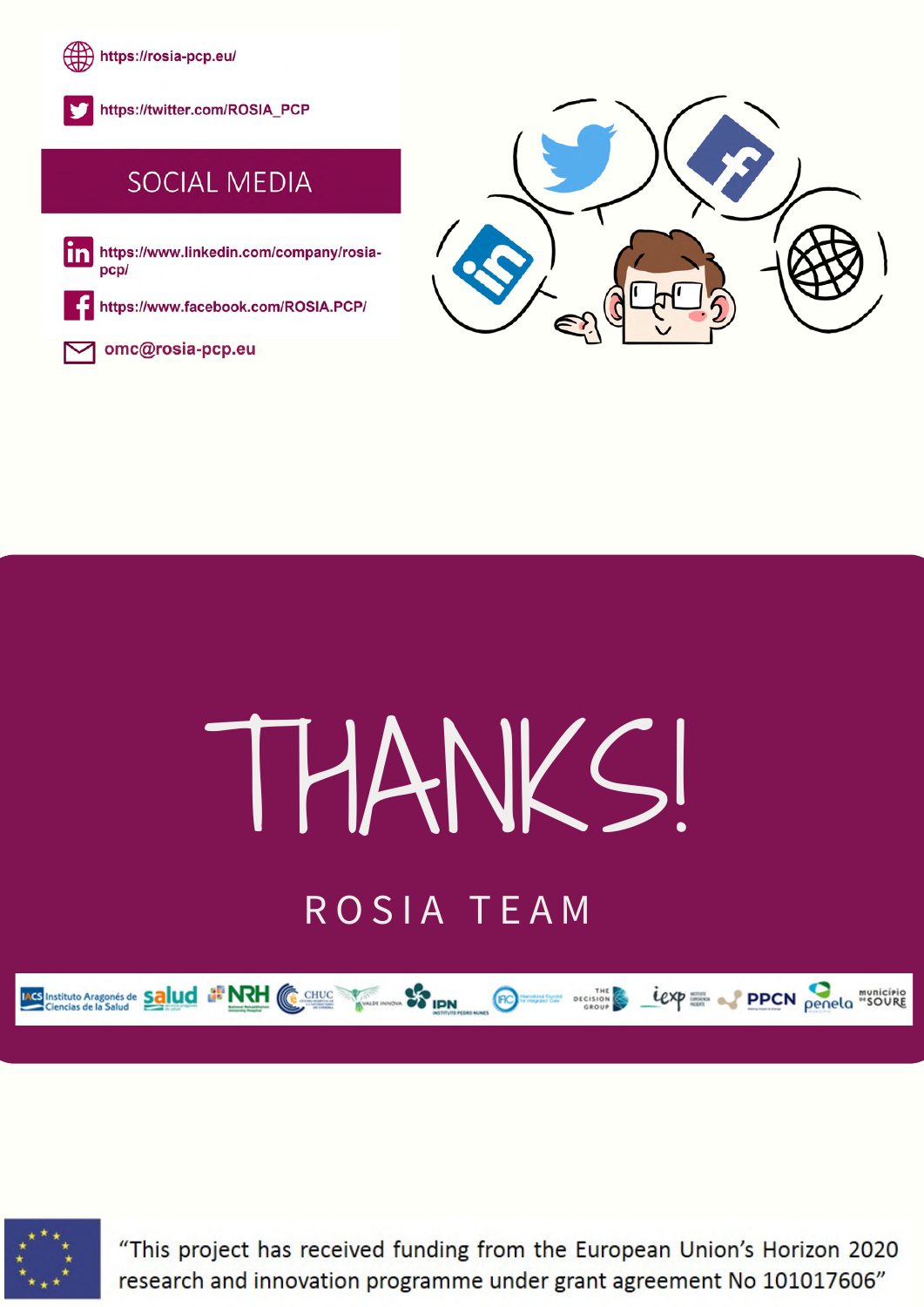https://rosia-pcp.eu/

https://twitter.com/ROSIA_PCP

## SOCIAL MEDIA

https://www.linkedin.com/company/rosia-pcp/

https://www.facebook.com/ROSIA.PCP/

omc@rosia-pcp.eu

# THANKS!

ROSIA TEAM

“This project has received funding from the European Union’s Horizon 2020 research and innovation programme under grant agreement No 101017606”